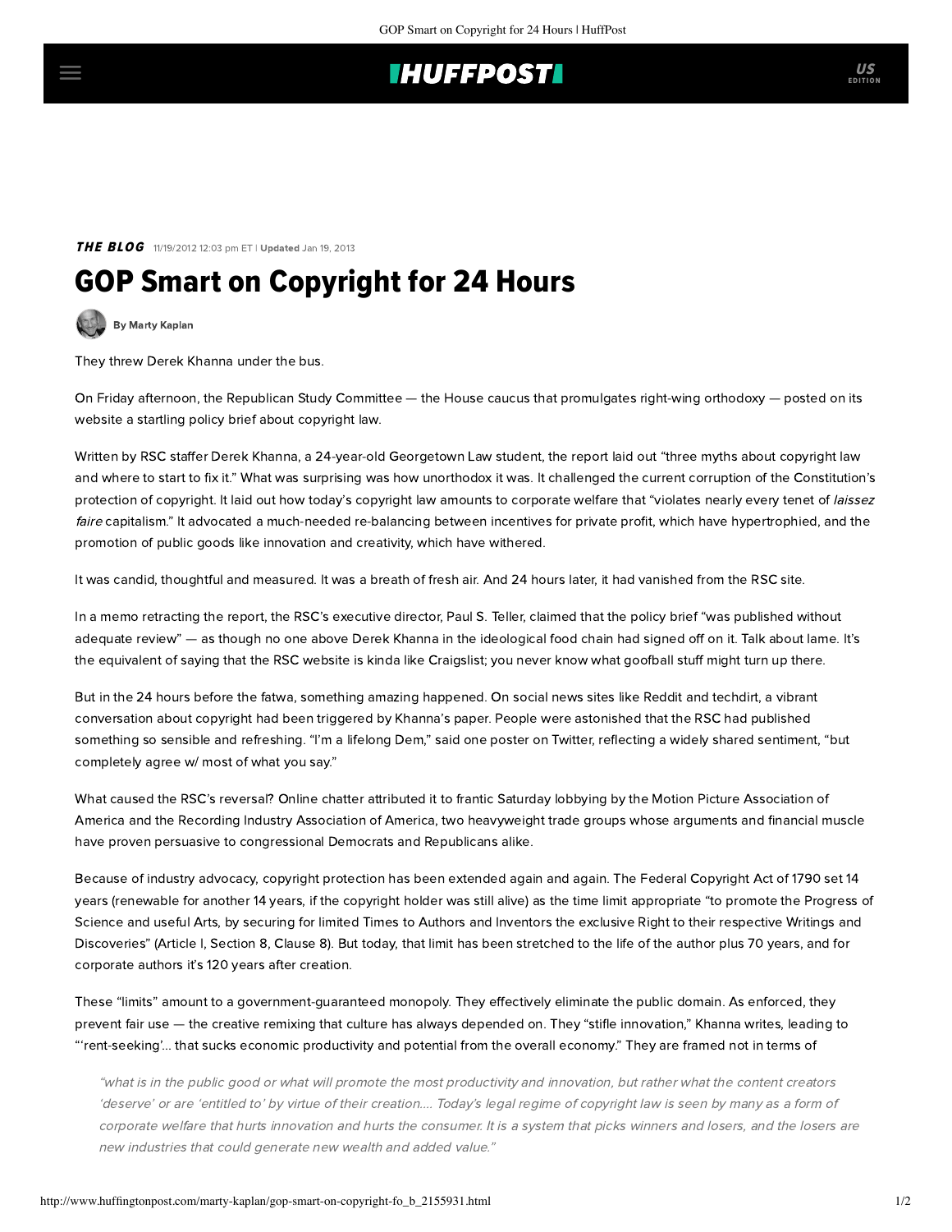**THE BLOG** 11/19/2012 12:03 pm ET | **Updated** Jan 19, 2013

# GOP Smart on Copyright for 24 Hours

By Marty Kaplan

They threw Derek Khanna under the bus.

On Friday afternoon, the Republican Study Committee — the House caucus that promulgates right-wing orthodoxy — posted on its website a startling policy brief about copyright law.

Written by RSC staffer Derek Khanna, a 24-year-old Georgetown Law student, the report laid out "three myths about copyright law and where to start to fix it." What was surprising was how unorthodox it was. It challenged the current corruption of the Constitution's protection of copyright. It laid out how today's copyright law amounts to corporate welfare that "violates nearly every tenet of *laissez faire* capitalism." It advocated a much-needed re-balancing between incentives for private profit, which have hypertrophied, and the promotion of public goods like innovation and creativity, which have withered.

It was candid, thoughtful and measured. It was a breath of fresh air. And 24 hours later, it had vanished from the RSC site.

In a memo retracting the report, the RSC's executive director, Paul S. Teller, claimed that the policy brief "was published without adequate review" — as though no one above Derek Khanna in the ideological food chain had signed off on it. Talk about lame. It's the equivalent of saying that the RSC website is kinda like Craigslist; you never know what goofball stuff might turn up there.

But in the 24 hours before the fatwa, something amazing happened. On social news sites like Reddit and techdirt, a vibrant conversation about copyright had been triggered by Khanna's paper. People were astonished that the RSC had published something so sensible and refreshing. "I'm a lifelong Dem," said one poster on Twitter, reflecting a widely shared sentiment, "but completely agree w/ most of what you say."

What caused the RSC's reversal? Online chatter attributed it to frantic Saturday lobbying by the Motion Picture Association of America and the Recording Industry Association of America, two heavyweight trade groups whose arguments and financial muscle have proven persuasive to congressional Democrats and Republicans alike.

Because of industry advocacy, copyright protection has been extended again and again. The Federal Copyright Act of 1790 set 14 years (renewable for another 14 years, if the copyright holder was still alive) as the time limit appropriate "to promote the Progress of Science and useful Arts, by securing for limited Times to Authors and Inventors the exclusive Right to their respective Writings and Discoveries" (Article I, Section 8, Clause 8). But today, that limit has been stretched to the life of the author plus 70 years, and for corporate authors it's 120 years after creation.

These "limits" amount to a government-guaranteed monopoly. They effectively eliminate the public domain. As enforced, they prevent fair use — the creative remixing that culture has always depended on. They "stifle innovation," Khanna writes, leading to "'rent-seeking'... that sucks economic productivity and potential from the overall economy." They are framed not in terms of

> *"what is in the public good or what will promote the most productivity and innovation, but rather what the content creators 'deserve' or are 'entitled to' by virtue of their creation.... Today's legal regime of copyright law is seen by many as a form of corporate welfare that hurts innovation and hurts the consumer. It is a system that picks winners and losers, and the losers are new industries that could generate new wealth and added value."*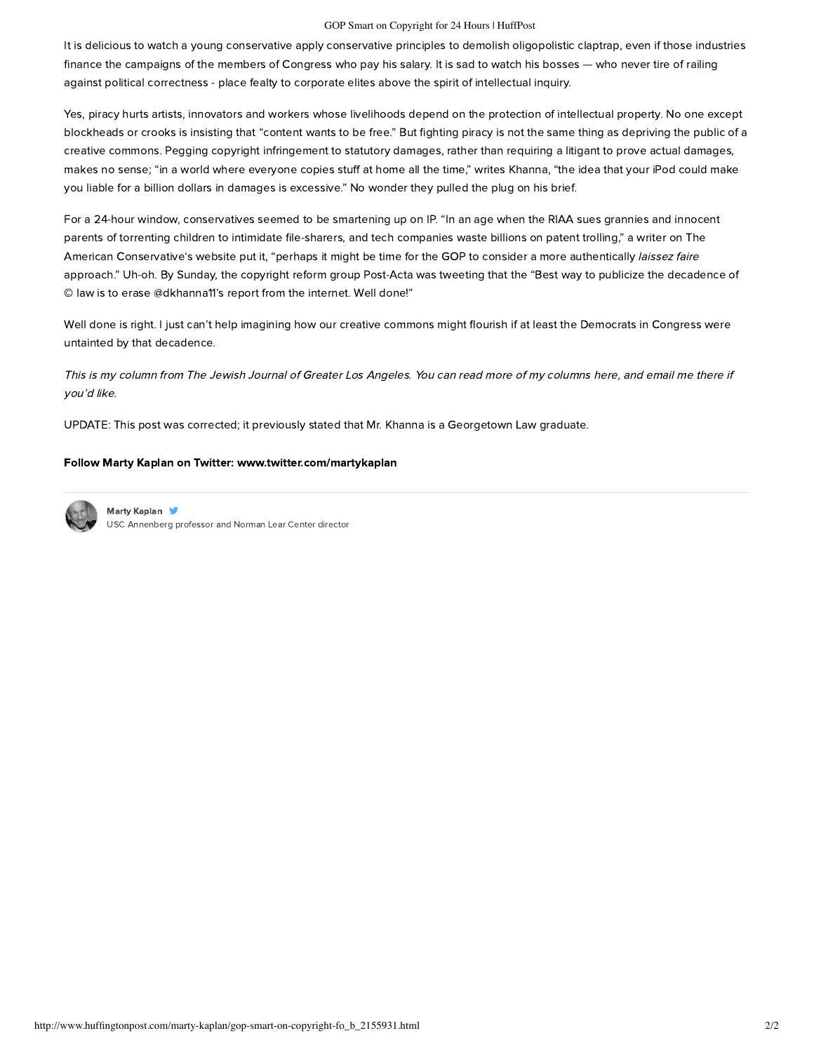It is delicious to watch a young conservative apply conservative principles to demolish oligopolistic claptrap, even if those industries finance the campaigns of the members of Congress who pay his salary. It is sad to watch his bosses — who never tire of railing against political correctness - place fealty to corporate elites above the spirit of intellectual inquiry.

Yes, piracy hurts artists, innovators and workers whose livelihoods depend on the protection of intellectual property. No one except blockheads or crooks is insisting that "content wants to be free." But fighting piracy is not the same thing as depriving the public of a creative commons. Pegging copyright infringement to statutory damages, rather than requiring a litigant to prove actual damages, makes no sense; "in a world where everyone copies stuff at home all the time," writes Khanna, "the idea that your iPod could make you liable for a billion dollars in damages is excessive." No wonder they pulled the plug on his brief.

For a 24-hour window, conservatives seemed to be smartening up on IP. "In an age when the RIAA sues grannies and innocent parents of torrenting children to intimidate file-sharers, and tech companies waste billions on patent trolling," a writer on The American Conservative's website put it, "perhaps it might be time for the GOP to consider a more authentically *laissez faire* approach." Uh-oh. By Sunday, the copyright reform group Post-Acta was tweeting that the "Best way to publicize the decadence of © law is to erase @dkhanna11's report from the internet. Well done!"

Well done is right. I just can't help imagining how our creative commons might flourish if at least the Democrats in Congress were untainted by that decadence.

*This is my column from The Jewish Journal of Greater Los Angeles. You can read more of my columns here, and email me there if you'd like.*

UPDATE: This post was corrected; it previously stated that Mr. Khanna is a Georgetown Law graduate.

**Follow Marty Kaplan on Twitter: www.twitter.com/martykaplan**

---

Marty Kaplan
USC Annenberg professor and Norman Lear Center director